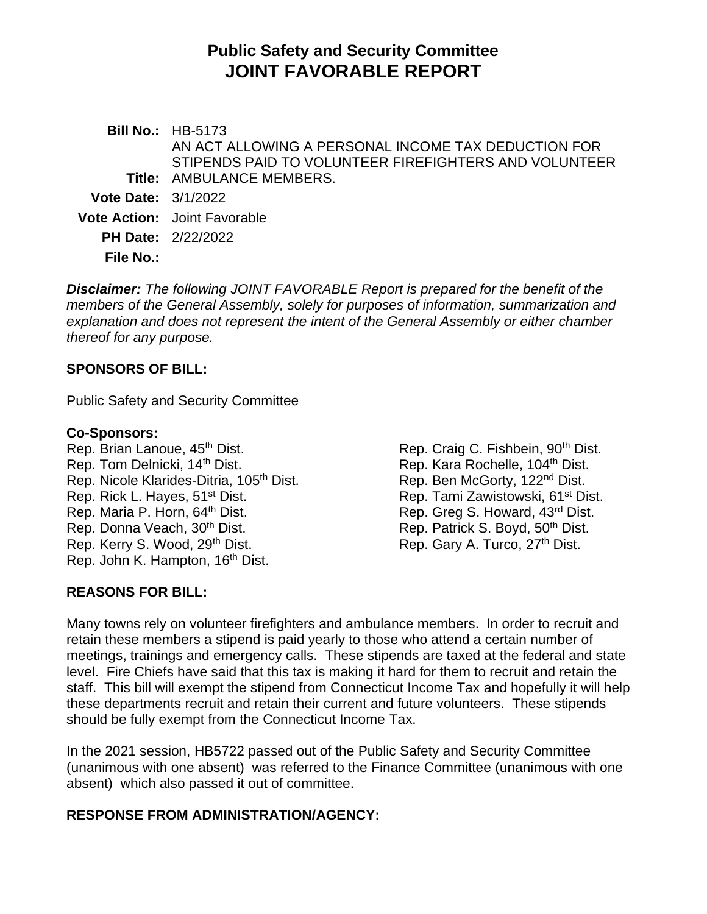# Public Safety and Security Committee
# JOINT FAVORABLE REPORT

**Bill No.:** HB-5173

**Title:** AN ACT ALLOWING A PERSONAL INCOME TAX DEDUCTION FOR STIPENDS PAID TO VOLUNTEER FIREFIGHTERS AND VOLUNTEER AMBULANCE MEMBERS.

**Vote Date:** 3/1/2022

**Vote Action:** Joint Favorable

**PH Date:** 2/22/2022

**File No.:**

***Disclaimer:*** *The following JOINT FAVORABLE Report is prepared for the benefit of the members of the General Assembly, solely for purposes of information, summarization and explanation and does not represent the intent of the General Assembly or either chamber thereof for any purpose.*

**SPONSORS OF BILL:**

Public Safety and Security Committee

**Co-Sponsors:**

Rep. Brian Lanoue, 45th Dist.
Rep. Tom Delnicki, 14th Dist.
Rep. Nicole Klarides-Ditria, 105th Dist.
Rep. Rick L. Hayes, 51st Dist.
Rep. Maria P. Horn, 64th Dist.
Rep. Donna Veach, 30th Dist.
Rep. Kerry S. Wood, 29th Dist.
Rep. John K. Hampton, 16th Dist.
Rep. Craig C. Fishbein, 90th Dist.
Rep. Kara Rochelle, 104th Dist.
Rep. Ben McGorty, 122nd Dist.
Rep. Tami Zawistowski, 61st Dist.
Rep. Greg S. Howard, 43rd Dist.
Rep. Patrick S. Boyd, 50th Dist.
Rep. Gary A. Turco, 27th Dist.

**REASONS FOR BILL:**

Many towns rely on volunteer firefighters and ambulance members. In order to recruit and retain these members a stipend is paid yearly to those who attend a certain number of meetings, trainings and emergency calls. These stipends are taxed at the federal and state level. Fire Chiefs have said that this tax is making it hard for them to recruit and retain the staff. This bill will exempt the stipend from Connecticut Income Tax and hopefully it will help these departments recruit and retain their current and future volunteers. These stipends should be fully exempt from the Connecticut Income Tax.

In the 2021 session, HB5722 passed out of the Public Safety and Security Committee (unanimous with one absent) was referred to the Finance Committee (unanimous with one absent) which also passed it out of committee.

**RESPONSE FROM ADMINISTRATION/AGENCY:**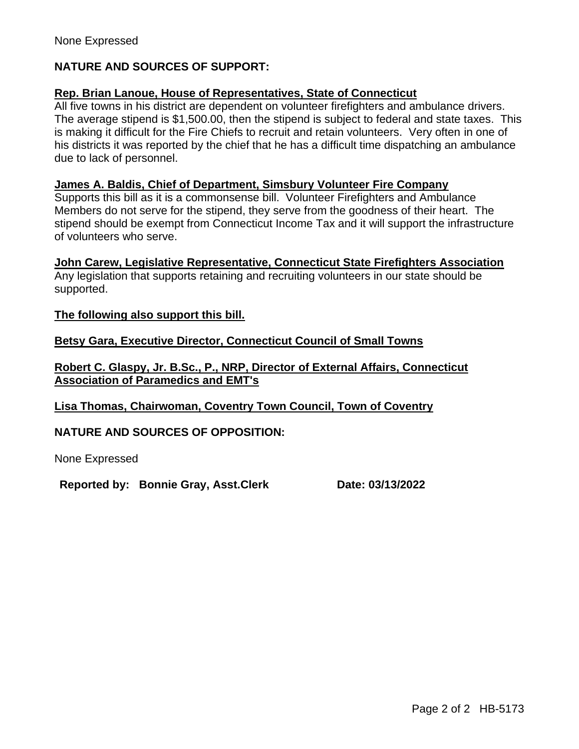None Expressed

**NATURE AND SOURCES OF SUPPORT:**

**Rep. Brian Lanoue, House of Representatives, State of Connecticut**
All five towns in his district are dependent on volunteer firefighters and ambulance drivers. The average stipend is $1,500.00, then the stipend is subject to federal and state taxes. This is making it difficult for the Fire Chiefs to recruit and retain volunteers. Very often in one of his districts it was reported by the chief that he has a difficult time dispatching an ambulance due to lack of personnel.

**James A. Baldis, Chief of Department, Simsbury Volunteer Fire Company**
Supports this bill as it is a commonsense bill. Volunteer Firefighters and Ambulance Members do not serve for the stipend, they serve from the goodness of their heart. The stipend should be exempt from Connecticut Income Tax and it will support the infrastructure of volunteers who serve.

**John Carew, Legislative Representative, Connecticut State Firefighters Association**
Any legislation that supports retaining and recruiting volunteers in our state should be supported.

**The following also support this bill.**

**Betsy Gara, Executive Director, Connecticut Council of Small Towns**

**Robert C. Glaspy, Jr. B.Sc., P., NRP, Director of External Affairs, Connecticut Association of Paramedics and EMT's**

**Lisa Thomas, Chairwoman, Coventry Town Council, Town of Coventry**

**NATURE AND SOURCES OF OPPOSITION:**

None Expressed

**Reported by: Bonnie Gray, Asst.Clerk** **Date: 03/13/2022**